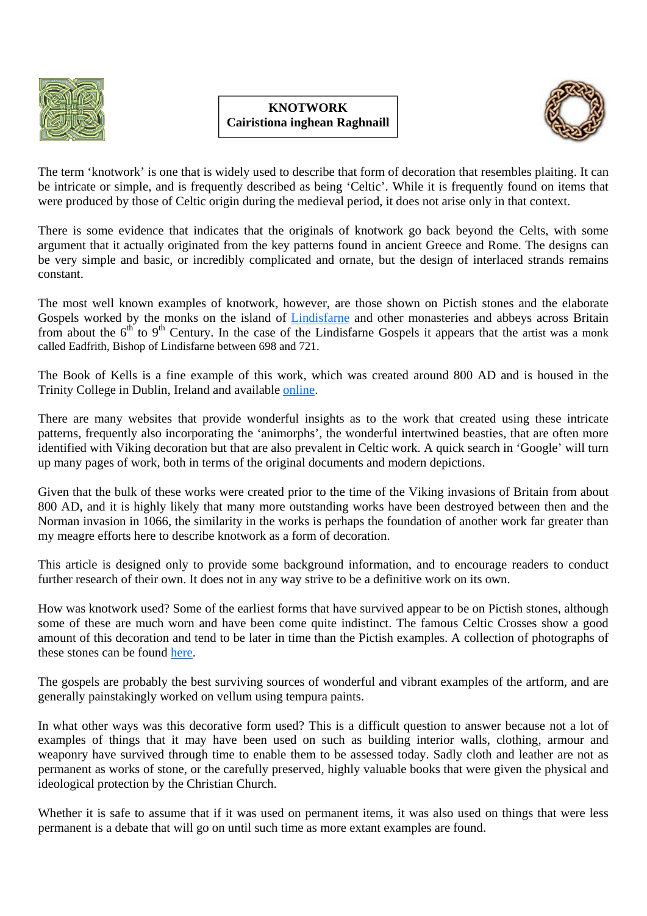# KNOTWORK
**Cairistiona inghean Raghnaill**

The term 'knotwork' is one that is widely used to describe that form of decoration that resembles plaiting. It can be intricate or simple, and is frequently described as being 'Celtic'. While it is frequently found on items that were produced by those of Celtic origin during the medieval period, it does not arise only in that context.

There is some evidence that indicates that the originals of knotwork go back beyond the Celts, with some argument that it actually originated from the key patterns found in ancient Greece and Rome. The designs can be very simple and basic, or incredibly complicated and ornate, but the design of interlaced strands remains constant.

The most well known examples of knotwork, however, are those shown on Pictish stones and the elaborate Gospels worked by the monks on the island of Lindisfarne and other monasteries and abbeys across Britain from about the 6th to 9th Century. In the case of the Lindisfarne Gospels it appears that the artist was a monk called Eadfrith, Bishop of Lindisfarne between 698 and 721.

The Book of Kells is a fine example of this work, which was created around 800 AD and is housed in the Trinity College in Dublin, Ireland and available online.

There are many websites that provide wonderful insights as to the work that created using these intricate patterns, frequently also incorporating the 'animorphs', the wonderful intertwined beasties, that are often more identified with Viking decoration but that are also prevalent in Celtic work. A quick search in 'Google' will turn up many pages of work, both in terms of the original documents and modern depictions.

Given that the bulk of these works were created prior to the time of the Viking invasions of Britain from about 800 AD, and it is highly likely that many more outstanding works have been destroyed between then and the Norman invasion in 1066, the similarity in the works is perhaps the foundation of another work far greater than my meagre efforts here to describe knotwork as a form of decoration.

This article is designed only to provide some background information, and to encourage readers to conduct further research of their own. It does not in any way strive to be a definitive work on its own.

How was knotwork used? Some of the earliest forms that have survived appear to be on Pictish stones, although some of these are much worn and have been come quite indistinct. The famous Celtic Crosses show a good amount of this decoration and tend to be later in time than the Pictish examples. A collection of photographs of these stones can be found here.

The gospels are probably the best surviving sources of wonderful and vibrant examples of the artform, and are generally painstakingly worked on vellum using tempura paints.

In what other ways was this decorative form used? This is a difficult question to answer because not a lot of examples of things that it may have been used on such as building interior walls, clothing, armour and weaponry have survived through time to enable them to be assessed today. Sadly cloth and leather are not as permanent as works of stone, or the carefully preserved, highly valuable books that were given the physical and ideological protection by the Christian Church.

Whether it is safe to assume that if it was used on permanent items, it was also used on things that were less permanent is a debate that will go on until such time as more extant examples are found.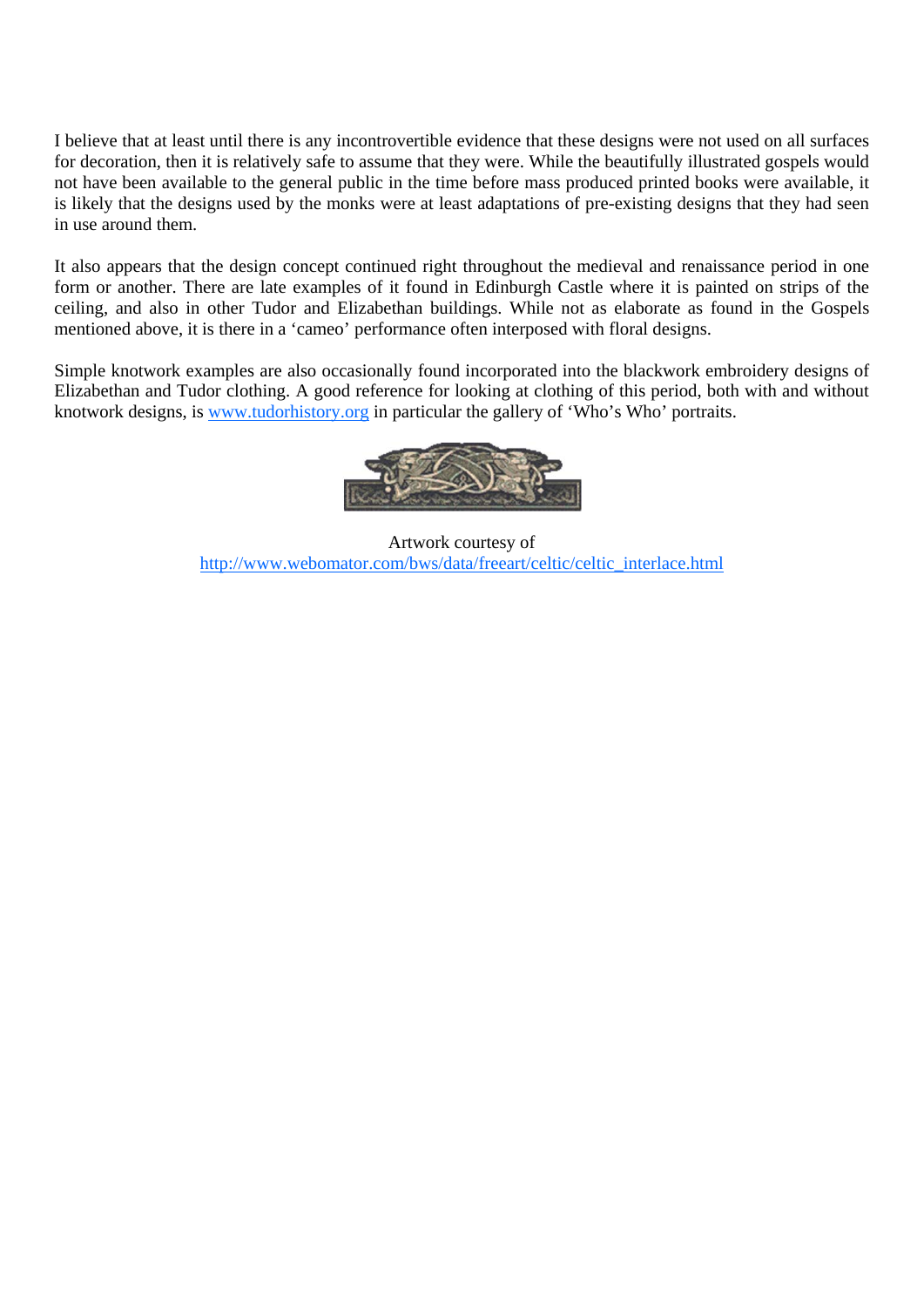I believe that at least until there is any incontrovertible evidence that these designs were not used on all surfaces for decoration, then it is relatively safe to assume that they were. While the beautifully illustrated gospels would not have been available to the general public in the time before mass produced printed books were available, it is likely that the designs used by the monks were at least adaptations of pre-existing designs that they had seen in use around them.

It also appears that the design concept continued right throughout the medieval and renaissance period in one form or another. There are late examples of it found in Edinburgh Castle where it is painted on strips of the ceiling, and also in other Tudor and Elizabethan buildings. While not as elaborate as found in the Gospels mentioned above, it is there in a 'cameo' performance often interposed with floral designs.

Simple knotwork examples are also occasionally found incorporated into the blackwork embroidery designs of Elizabethan and Tudor clothing. A good reference for looking at clothing of this period, both with and without knotwork designs, is www.tudorhistory.org in particular the gallery of 'Who's Who' portraits.

Artwork courtesy of
http://www.webomator.com/bws/data/freeart/celtic/celtic_interlace.html